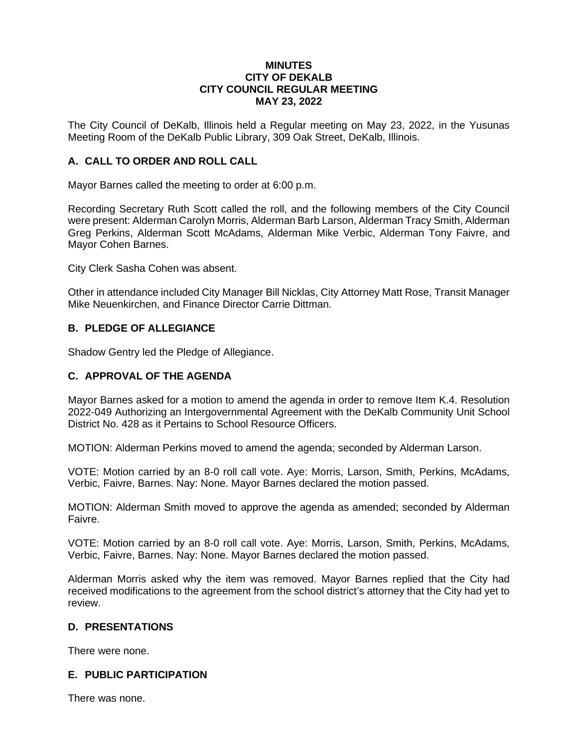**MINUTES**
**CITY OF DEKALB**
**CITY COUNCIL REGULAR MEETING**
**MAY 23, 2022**

The City Council of DeKalb, Illinois held a Regular meeting on May 23, 2022, in the Yusunas Meeting Room of the DeKalb Public Library, 309 Oak Street, DeKalb, Illinois.

## A. CALL TO ORDER AND ROLL CALL

Mayor Barnes called the meeting to order at 6:00 p.m.

Recording Secretary Ruth Scott called the roll, and the following members of the City Council were present: Alderman Carolyn Morris, Alderman Barb Larson, Alderman Tracy Smith, Alderman Greg Perkins, Alderman Scott McAdams, Alderman Mike Verbic, Alderman Tony Faivre, and Mayor Cohen Barnes.

City Clerk Sasha Cohen was absent.

Other in attendance included City Manager Bill Nicklas, City Attorney Matt Rose, Transit Manager Mike Neuenkirchen, and Finance Director Carrie Dittman.

## B. PLEDGE OF ALLEGIANCE

Shadow Gentry led the Pledge of Allegiance.

## C. APPROVAL OF THE AGENDA

Mayor Barnes asked for a motion to amend the agenda in order to remove Item K.4. Resolution 2022-049 Authorizing an Intergovernmental Agreement with the DeKalb Community Unit School District No. 428 as it Pertains to School Resource Officers.

MOTION: Alderman Perkins moved to amend the agenda; seconded by Alderman Larson.

VOTE: Motion carried by an 8-0 roll call vote. Aye: Morris, Larson, Smith, Perkins, McAdams, Verbic, Faivre, Barnes. Nay: None. Mayor Barnes declared the motion passed.

MOTION: Alderman Smith moved to approve the agenda as amended; seconded by Alderman Faivre.

VOTE: Motion carried by an 8-0 roll call vote. Aye: Morris, Larson, Smith, Perkins, McAdams, Verbic, Faivre, Barnes. Nay: None. Mayor Barnes declared the motion passed.

Alderman Morris asked why the item was removed. Mayor Barnes replied that the City had received modifications to the agreement from the school district's attorney that the City had yet to review.

## D. PRESENTATIONS

There were none.

## E. PUBLIC PARTICIPATION

There was none.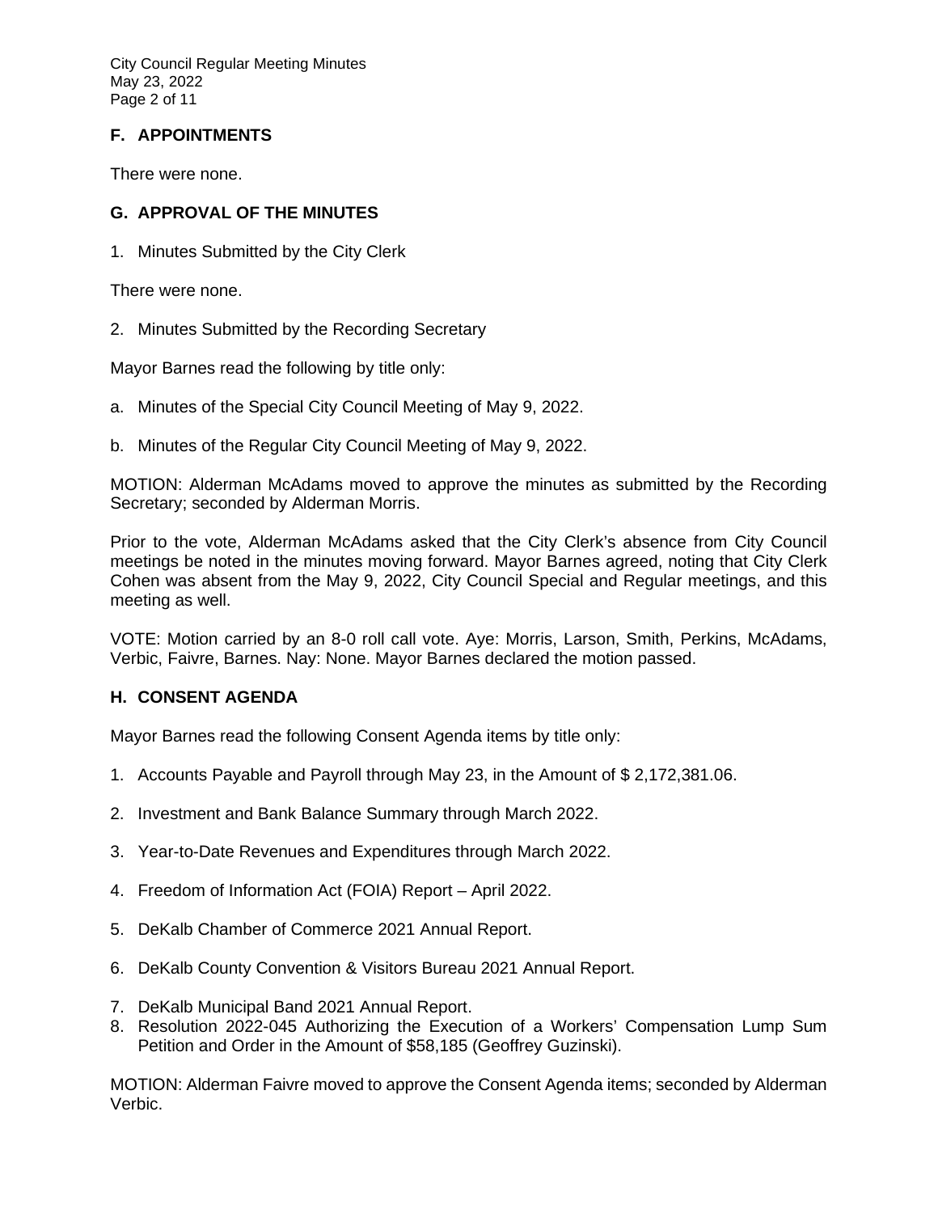## F. APPOINTMENTS

There were none.

## G. APPROVAL OF THE MINUTES

1. Minutes Submitted by the City Clerk

There were none.

2. Minutes Submitted by the Recording Secretary

Mayor Barnes read the following by title only:

a. Minutes of the Special City Council Meeting of May 9, 2022.

b. Minutes of the Regular City Council Meeting of May 9, 2022.

MOTION: Alderman McAdams moved to approve the minutes as submitted by the Recording Secretary; seconded by Alderman Morris.

Prior to the vote, Alderman McAdams asked that the City Clerk's absence from City Council meetings be noted in the minutes moving forward. Mayor Barnes agreed, noting that City Clerk Cohen was absent from the May 9, 2022, City Council Special and Regular meetings, and this meeting as well.

VOTE: Motion carried by an 8-0 roll call vote. Aye: Morris, Larson, Smith, Perkins, McAdams, Verbic, Faivre, Barnes. Nay: None. Mayor Barnes declared the motion passed.

## H. CONSENT AGENDA

Mayor Barnes read the following Consent Agenda items by title only:

1. Accounts Payable and Payroll through May 23, in the Amount of $ 2,172,381.06.
2. Investment and Bank Balance Summary through March 2022.
3. Year-to-Date Revenues and Expenditures through March 2022.
4. Freedom of Information Act (FOIA) Report – April 2022.
5. DeKalb Chamber of Commerce 2021 Annual Report.
6. DeKalb County Convention & Visitors Bureau 2021 Annual Report.
7. DeKalb Municipal Band 2021 Annual Report.
8. Resolution 2022-045 Authorizing the Execution of a Workers' Compensation Lump Sum Petition and Order in the Amount of $58,185 (Geoffrey Guzinski).

MOTION: Alderman Faivre moved to approve the Consent Agenda items; seconded by Alderman Verbic.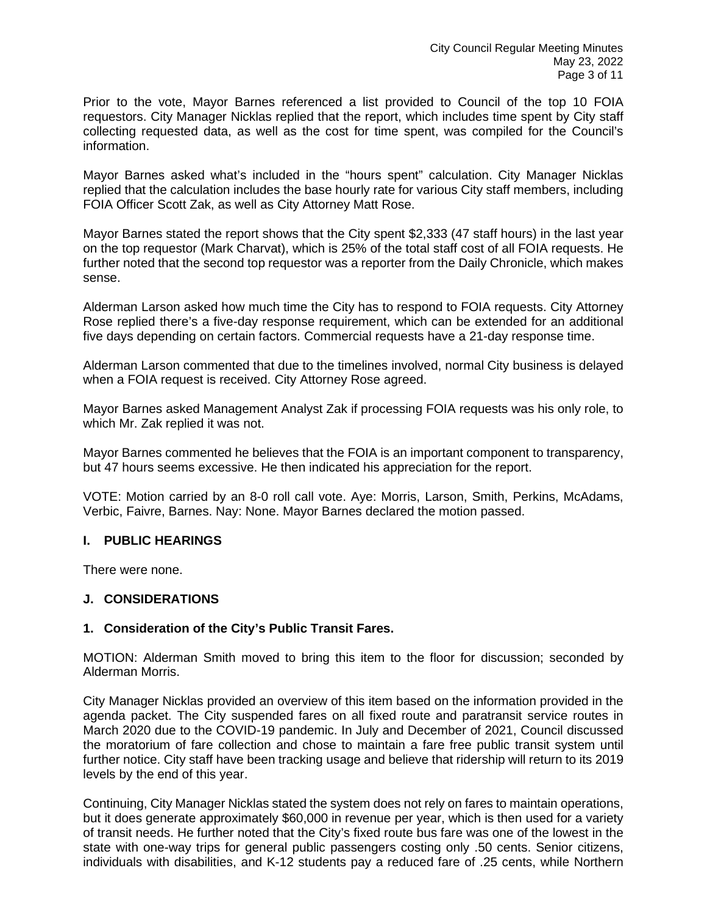Prior to the vote, Mayor Barnes referenced a list provided to Council of the top 10 FOIA requestors. City Manager Nicklas replied that the report, which includes time spent by City staff collecting requested data, as well as the cost for time spent, was compiled for the Council's information.

Mayor Barnes asked what's included in the "hours spent" calculation. City Manager Nicklas replied that the calculation includes the base hourly rate for various City staff members, including FOIA Officer Scott Zak, as well as City Attorney Matt Rose.

Mayor Barnes stated the report shows that the City spent $2,333 (47 staff hours) in the last year on the top requestor (Mark Charvat), which is 25% of the total staff cost of all FOIA requests. He further noted that the second top requestor was a reporter from the Daily Chronicle, which makes sense.

Alderman Larson asked how much time the City has to respond to FOIA requests. City Attorney Rose replied there's a five-day response requirement, which can be extended for an additional five days depending on certain factors. Commercial requests have a 21-day response time.

Alderman Larson commented that due to the timelines involved, normal City business is delayed when a FOIA request is received. City Attorney Rose agreed.

Mayor Barnes asked Management Analyst Zak if processing FOIA requests was his only role, to which Mr. Zak replied it was not.

Mayor Barnes commented he believes that the FOIA is an important component to transparency, but 47 hours seems excessive. He then indicated his appreciation for the report.

VOTE: Motion carried by an 8-0 roll call vote. Aye: Morris, Larson, Smith, Perkins, McAdams, Verbic, Faivre, Barnes. Nay: None. Mayor Barnes declared the motion passed.

## I. PUBLIC HEARINGS

There were none.

## J. CONSIDERATIONS

### 1. Consideration of the City's Public Transit Fares.

MOTION: Alderman Smith moved to bring this item to the floor for discussion; seconded by Alderman Morris.

City Manager Nicklas provided an overview of this item based on the information provided in the agenda packet. The City suspended fares on all fixed route and paratransit service routes in March 2020 due to the COVID-19 pandemic. In July and December of 2021, Council discussed the moratorium of fare collection and chose to maintain a fare free public transit system until further notice. City staff have been tracking usage and believe that ridership will return to its 2019 levels by the end of this year.

Continuing, City Manager Nicklas stated the system does not rely on fares to maintain operations, but it does generate approximately $60,000 in revenue per year, which is then used for a variety of transit needs. He further noted that the City's fixed route bus fare was one of the lowest in the state with one-way trips for general public passengers costing only .50 cents. Senior citizens, individuals with disabilities, and K-12 students pay a reduced fare of .25 cents, while Northern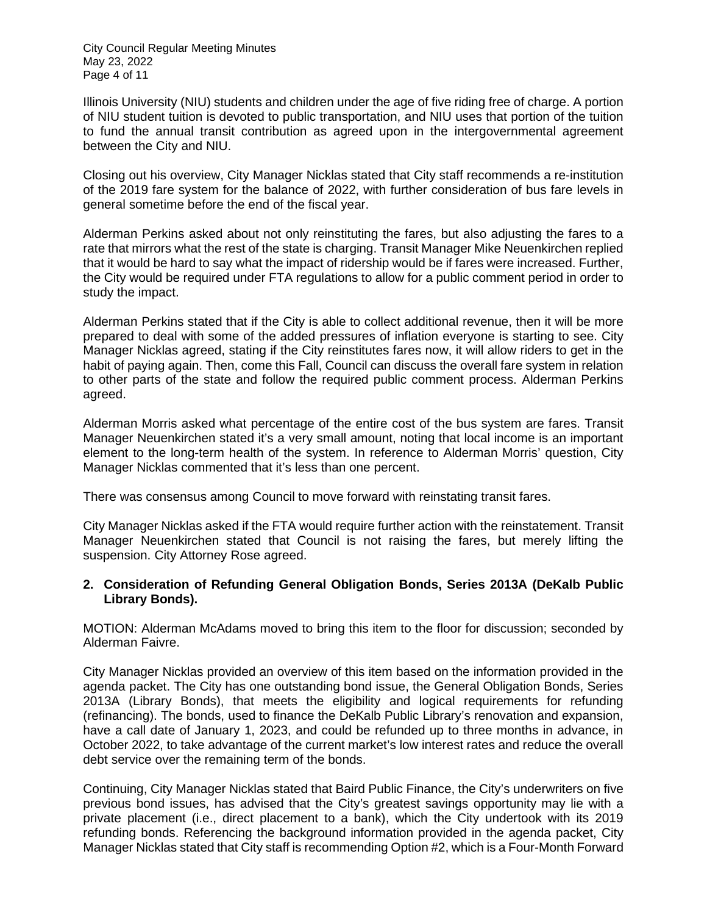Illinois University (NIU) students and children under the age of five riding free of charge. A portion of NIU student tuition is devoted to public transportation, and NIU uses that portion of the tuition to fund the annual transit contribution as agreed upon in the intergovernmental agreement between the City and NIU.

Closing out his overview, City Manager Nicklas stated that City staff recommends a re-institution of the 2019 fare system for the balance of 2022, with further consideration of bus fare levels in general sometime before the end of the fiscal year.

Alderman Perkins asked about not only reinstituting the fares, but also adjusting the fares to a rate that mirrors what the rest of the state is charging. Transit Manager Mike Neuenkirchen replied that it would be hard to say what the impact of ridership would be if fares were increased. Further, the City would be required under FTA regulations to allow for a public comment period in order to study the impact.

Alderman Perkins stated that if the City is able to collect additional revenue, then it will be more prepared to deal with some of the added pressures of inflation everyone is starting to see. City Manager Nicklas agreed, stating if the City reinstitutes fares now, it will allow riders to get in the habit of paying again. Then, come this Fall, Council can discuss the overall fare system in relation to other parts of the state and follow the required public comment process. Alderman Perkins agreed.

Alderman Morris asked what percentage of the entire cost of the bus system are fares. Transit Manager Neuenkirchen stated it's a very small amount, noting that local income is an important element to the long-term health of the system. In reference to Alderman Morris' question, City Manager Nicklas commented that it's less than one percent.

There was consensus among Council to move forward with reinstating transit fares.

City Manager Nicklas asked if the FTA would require further action with the reinstatement. Transit Manager Neuenkirchen stated that Council is not raising the fares, but merely lifting the suspension. City Attorney Rose agreed.

**2. Consideration of Refunding General Obligation Bonds, Series 2013A (DeKalb Public Library Bonds).**

MOTION: Alderman McAdams moved to bring this item to the floor for discussion; seconded by Alderman Faivre.

City Manager Nicklas provided an overview of this item based on the information provided in the agenda packet. The City has one outstanding bond issue, the General Obligation Bonds, Series 2013A (Library Bonds), that meets the eligibility and logical requirements for refunding (refinancing). The bonds, used to finance the DeKalb Public Library's renovation and expansion, have a call date of January 1, 2023, and could be refunded up to three months in advance, in October 2022, to take advantage of the current market's low interest rates and reduce the overall debt service over the remaining term of the bonds.

Continuing, City Manager Nicklas stated that Baird Public Finance, the City's underwriters on five previous bond issues, has advised that the City's greatest savings opportunity may lie with a private placement (i.e., direct placement to a bank), which the City undertook with its 2019 refunding bonds. Referencing the background information provided in the agenda packet, City Manager Nicklas stated that City staff is recommending Option #2, which is a Four-Month Forward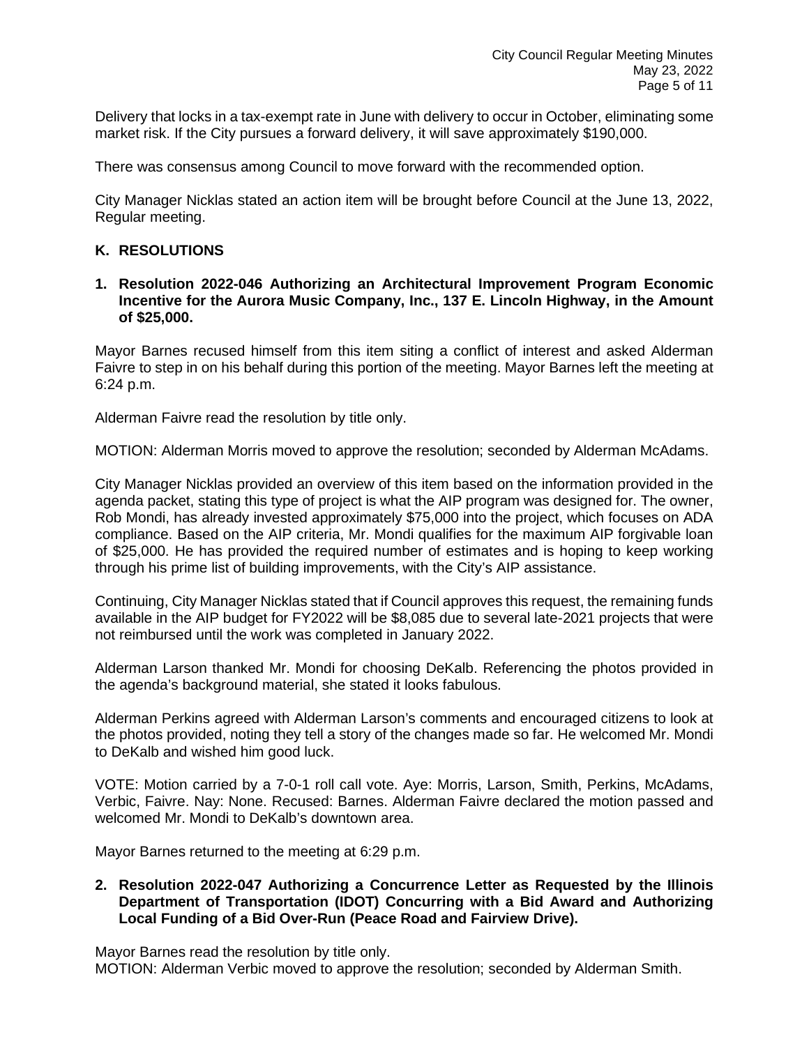Delivery that locks in a tax-exempt rate in June with delivery to occur in October, eliminating some market risk. If the City pursues a forward delivery, it will save approximately $190,000.

There was consensus among Council to move forward with the recommended option.

City Manager Nicklas stated an action item will be brought before Council at the June 13, 2022, Regular meeting.

## K. RESOLUTIONS

**1. Resolution 2022-046 Authorizing an Architectural Improvement Program Economic Incentive for the Aurora Music Company, Inc., 137 E. Lincoln Highway, in the Amount of $25,000.**

Mayor Barnes recused himself from this item siting a conflict of interest and asked Alderman Faivre to step in on his behalf during this portion of the meeting. Mayor Barnes left the meeting at 6:24 p.m.

Alderman Faivre read the resolution by title only.

MOTION: Alderman Morris moved to approve the resolution; seconded by Alderman McAdams.

City Manager Nicklas provided an overview of this item based on the information provided in the agenda packet, stating this type of project is what the AIP program was designed for. The owner, Rob Mondi, has already invested approximately $75,000 into the project, which focuses on ADA compliance. Based on the AIP criteria, Mr. Mondi qualifies for the maximum AIP forgivable loan of $25,000. He has provided the required number of estimates and is hoping to keep working through his prime list of building improvements, with the City's AIP assistance.

Continuing, City Manager Nicklas stated that if Council approves this request, the remaining funds available in the AIP budget for FY2022 will be $8,085 due to several late-2021 projects that were not reimbursed until the work was completed in January 2022.

Alderman Larson thanked Mr. Mondi for choosing DeKalb. Referencing the photos provided in the agenda's background material, she stated it looks fabulous.

Alderman Perkins agreed with Alderman Larson's comments and encouraged citizens to look at the photos provided, noting they tell a story of the changes made so far. He welcomed Mr. Mondi to DeKalb and wished him good luck.

VOTE: Motion carried by a 7-0-1 roll call vote. Aye: Morris, Larson, Smith, Perkins, McAdams, Verbic, Faivre. Nay: None. Recused: Barnes. Alderman Faivre declared the motion passed and welcomed Mr. Mondi to DeKalb's downtown area.

Mayor Barnes returned to the meeting at 6:29 p.m.

**2. Resolution 2022-047 Authorizing a Concurrence Letter as Requested by the Illinois Department of Transportation (IDOT) Concurring with a Bid Award and Authorizing Local Funding of a Bid Over-Run (Peace Road and Fairview Drive).**

Mayor Barnes read the resolution by title only.
MOTION: Alderman Verbic moved to approve the resolution; seconded by Alderman Smith.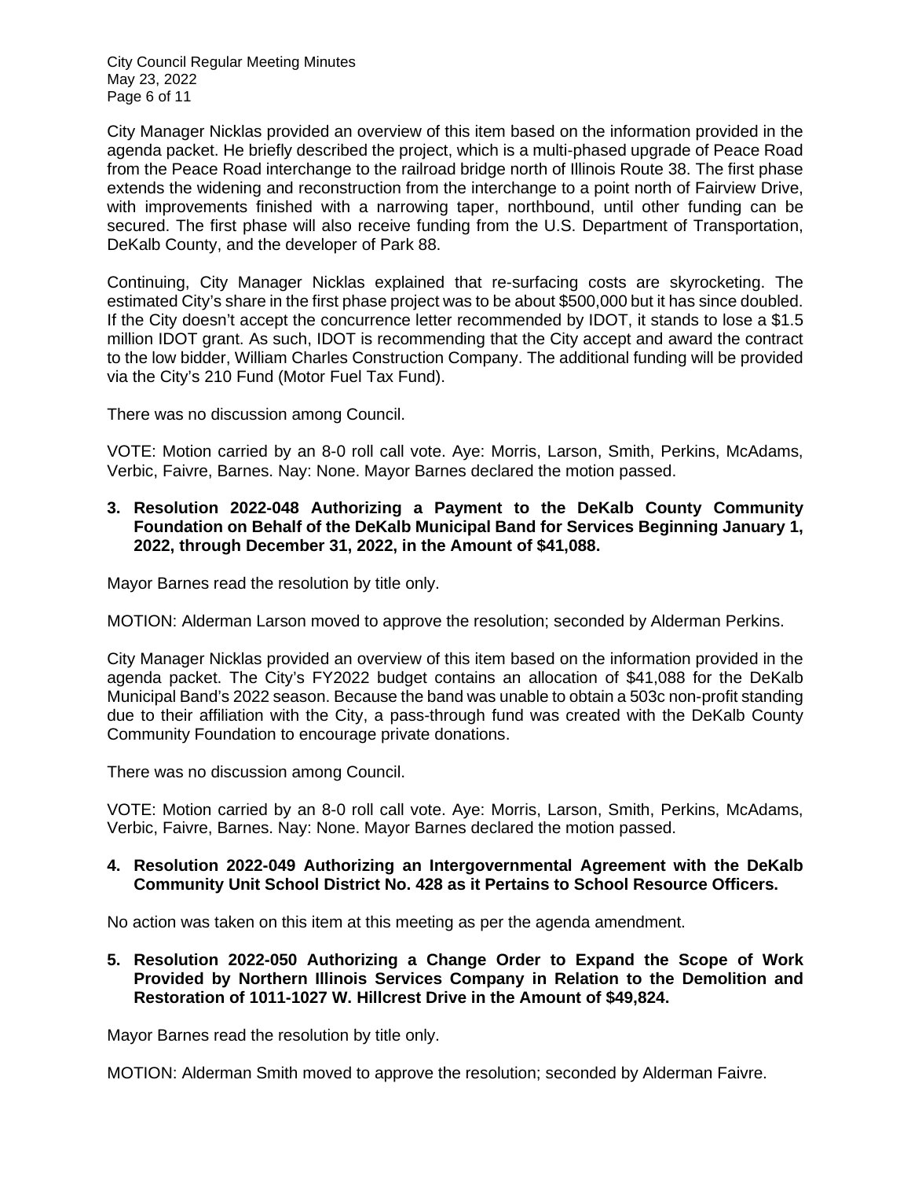City Manager Nicklas provided an overview of this item based on the information provided in the agenda packet. He briefly described the project, which is a multi-phased upgrade of Peace Road from the Peace Road interchange to the railroad bridge north of Illinois Route 38. The first phase extends the widening and reconstruction from the interchange to a point north of Fairview Drive, with improvements finished with a narrowing taper, northbound, until other funding can be secured. The first phase will also receive funding from the U.S. Department of Transportation, DeKalb County, and the developer of Park 88.

Continuing, City Manager Nicklas explained that re-surfacing costs are skyrocketing. The estimated City's share in the first phase project was to be about $500,000 but it has since doubled. If the City doesn't accept the concurrence letter recommended by IDOT, it stands to lose a $1.5 million IDOT grant. As such, IDOT is recommending that the City accept and award the contract to the low bidder, William Charles Construction Company. The additional funding will be provided via the City's 210 Fund (Motor Fuel Tax Fund).

There was no discussion among Council.

VOTE: Motion carried by an 8-0 roll call vote. Aye: Morris, Larson, Smith, Perkins, McAdams, Verbic, Faivre, Barnes. Nay: None. Mayor Barnes declared the motion passed.

**3. Resolution 2022-048 Authorizing a Payment to the DeKalb County Community Foundation on Behalf of the DeKalb Municipal Band for Services Beginning January 1, 2022, through December 31, 2022, in the Amount of $41,088.**

Mayor Barnes read the resolution by title only.

MOTION: Alderman Larson moved to approve the resolution; seconded by Alderman Perkins.

City Manager Nicklas provided an overview of this item based on the information provided in the agenda packet. The City's FY2022 budget contains an allocation of $41,088 for the DeKalb Municipal Band's 2022 season. Because the band was unable to obtain a 503c non-profit standing due to their affiliation with the City, a pass-through fund was created with the DeKalb County Community Foundation to encourage private donations.

There was no discussion among Council.

VOTE: Motion carried by an 8-0 roll call vote. Aye: Morris, Larson, Smith, Perkins, McAdams, Verbic, Faivre, Barnes. Nay: None. Mayor Barnes declared the motion passed.

**4. Resolution 2022-049 Authorizing an Intergovernmental Agreement with the DeKalb Community Unit School District No. 428 as it Pertains to School Resource Officers.**

No action was taken on this item at this meeting as per the agenda amendment.

**5. Resolution 2022-050 Authorizing a Change Order to Expand the Scope of Work Provided by Northern Illinois Services Company in Relation to the Demolition and Restoration of 1011-1027 W. Hillcrest Drive in the Amount of $49,824.**

Mayor Barnes read the resolution by title only.

MOTION: Alderman Smith moved to approve the resolution; seconded by Alderman Faivre.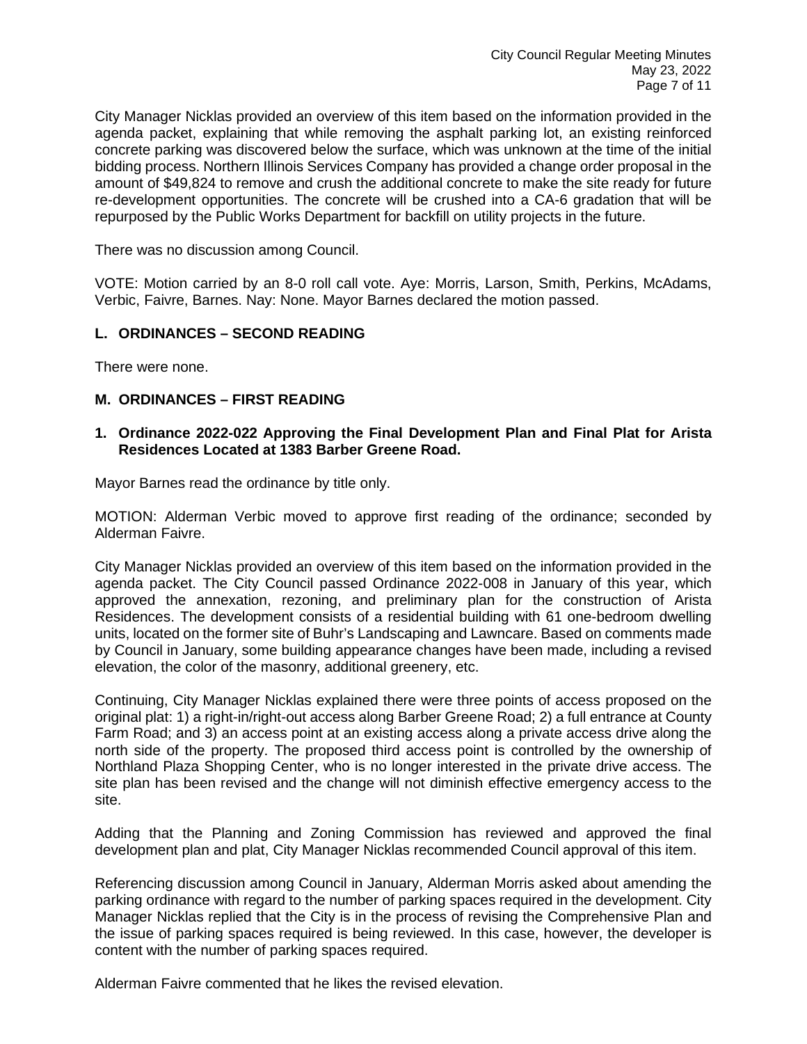City Manager Nicklas provided an overview of this item based on the information provided in the agenda packet, explaining that while removing the asphalt parking lot, an existing reinforced concrete parking was discovered below the surface, which was unknown at the time of the initial bidding process. Northern Illinois Services Company has provided a change order proposal in the amount of $49,824 to remove and crush the additional concrete to make the site ready for future re-development opportunities. The concrete will be crushed into a CA-6 gradation that will be repurposed by the Public Works Department for backfill on utility projects in the future.

There was no discussion among Council.

VOTE: Motion carried by an 8-0 roll call vote. Aye: Morris, Larson, Smith, Perkins, McAdams, Verbic, Faivre, Barnes. Nay: None. Mayor Barnes declared the motion passed.

## L. ORDINANCES – SECOND READING

There were none.

## M. ORDINANCES – FIRST READING

### 1. Ordinance 2022-022 Approving the Final Development Plan and Final Plat for Arista Residences Located at 1383 Barber Greene Road.

Mayor Barnes read the ordinance by title only.

MOTION: Alderman Verbic moved to approve first reading of the ordinance; seconded by Alderman Faivre.

City Manager Nicklas provided an overview of this item based on the information provided in the agenda packet. The City Council passed Ordinance 2022-008 in January of this year, which approved the annexation, rezoning, and preliminary plan for the construction of Arista Residences. The development consists of a residential building with 61 one-bedroom dwelling units, located on the former site of Buhr's Landscaping and Lawncare. Based on comments made by Council in January, some building appearance changes have been made, including a revised elevation, the color of the masonry, additional greenery, etc.

Continuing, City Manager Nicklas explained there were three points of access proposed on the original plat: 1) a right-in/right-out access along Barber Greene Road; 2) a full entrance at County Farm Road; and 3) an access point at an existing access along a private access drive along the north side of the property. The proposed third access point is controlled by the ownership of Northland Plaza Shopping Center, who is no longer interested in the private drive access. The site plan has been revised and the change will not diminish effective emergency access to the site.

Adding that the Planning and Zoning Commission has reviewed and approved the final development plan and plat, City Manager Nicklas recommended Council approval of this item.

Referencing discussion among Council in January, Alderman Morris asked about amending the parking ordinance with regard to the number of parking spaces required in the development. City Manager Nicklas replied that the City is in the process of revising the Comprehensive Plan and the issue of parking spaces required is being reviewed. In this case, however, the developer is content with the number of parking spaces required.

Alderman Faivre commented that he likes the revised elevation.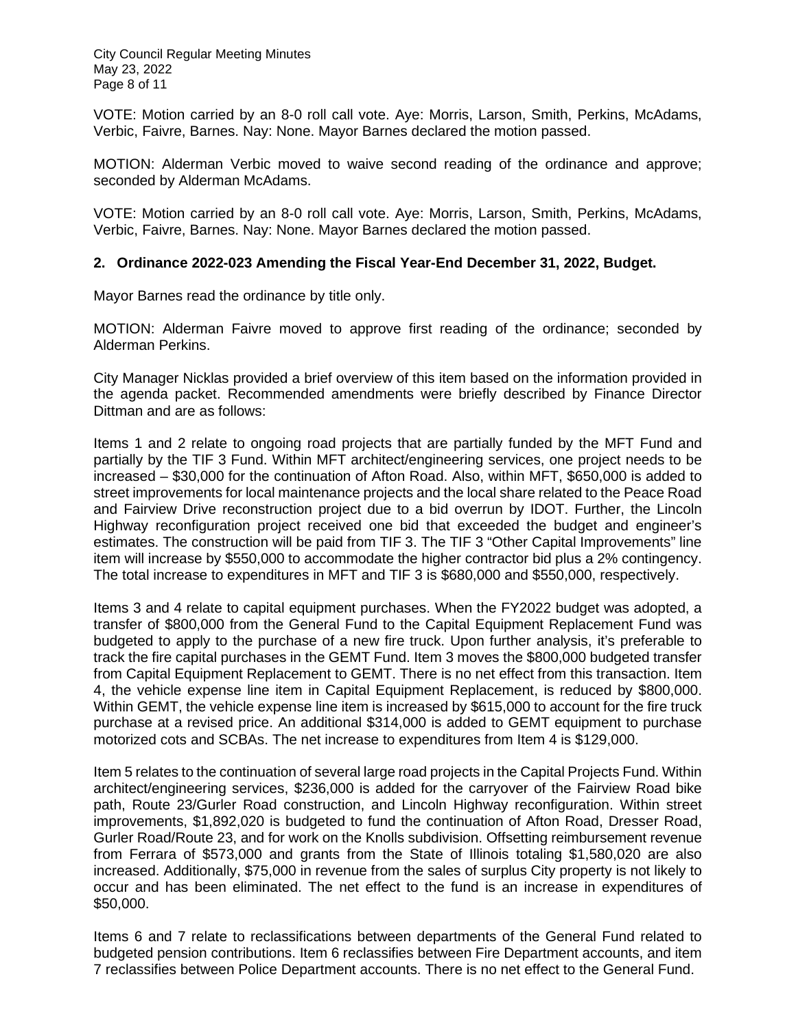VOTE: Motion carried by an 8-0 roll call vote. Aye: Morris, Larson, Smith, Perkins, McAdams, Verbic, Faivre, Barnes. Nay: None. Mayor Barnes declared the motion passed.

MOTION: Alderman Verbic moved to waive second reading of the ordinance and approve; seconded by Alderman McAdams.

VOTE: Motion carried by an 8-0 roll call vote. Aye: Morris, Larson, Smith, Perkins, McAdams, Verbic, Faivre, Barnes. Nay: None. Mayor Barnes declared the motion passed.

**2. Ordinance 2022-023 Amending the Fiscal Year-End December 31, 2022, Budget.**

Mayor Barnes read the ordinance by title only.

MOTION: Alderman Faivre moved to approve first reading of the ordinance; seconded by Alderman Perkins.

City Manager Nicklas provided a brief overview of this item based on the information provided in the agenda packet. Recommended amendments were briefly described by Finance Director Dittman and are as follows:

Items 1 and 2 relate to ongoing road projects that are partially funded by the MFT Fund and partially by the TIF 3 Fund. Within MFT architect/engineering services, one project needs to be increased – $30,000 for the continuation of Afton Road. Also, within MFT, $650,000 is added to street improvements for local maintenance projects and the local share related to the Peace Road and Fairview Drive reconstruction project due to a bid overrun by IDOT. Further, the Lincoln Highway reconfiguration project received one bid that exceeded the budget and engineer's estimates. The construction will be paid from TIF 3. The TIF 3 "Other Capital Improvements" line item will increase by $550,000 to accommodate the higher contractor bid plus a 2% contingency. The total increase to expenditures in MFT and TIF 3 is $680,000 and $550,000, respectively.

Items 3 and 4 relate to capital equipment purchases. When the FY2022 budget was adopted, a transfer of $800,000 from the General Fund to the Capital Equipment Replacement Fund was budgeted to apply to the purchase of a new fire truck. Upon further analysis, it's preferable to track the fire capital purchases in the GEMT Fund. Item 3 moves the $800,000 budgeted transfer from Capital Equipment Replacement to GEMT. There is no net effect from this transaction. Item 4, the vehicle expense line item in Capital Equipment Replacement, is reduced by $800,000. Within GEMT, the vehicle expense line item is increased by $615,000 to account for the fire truck purchase at a revised price. An additional $314,000 is added to GEMT equipment to purchase motorized cots and SCBAs. The net increase to expenditures from Item 4 is $129,000.

Item 5 relates to the continuation of several large road projects in the Capital Projects Fund. Within architect/engineering services, $236,000 is added for the carryover of the Fairview Road bike path, Route 23/Gurler Road construction, and Lincoln Highway reconfiguration. Within street improvements, $1,892,020 is budgeted to fund the continuation of Afton Road, Dresser Road, Gurler Road/Route 23, and for work on the Knolls subdivision. Offsetting reimbursement revenue from Ferrara of $573,000 and grants from the State of Illinois totaling $1,580,020 are also increased. Additionally, $75,000 in revenue from the sales of surplus City property is not likely to occur and has been eliminated. The net effect to the fund is an increase in expenditures of $50,000.

Items 6 and 7 relate to reclassifications between departments of the General Fund related to budgeted pension contributions. Item 6 reclassifies between Fire Department accounts, and item 7 reclassifies between Police Department accounts. There is no net effect to the General Fund.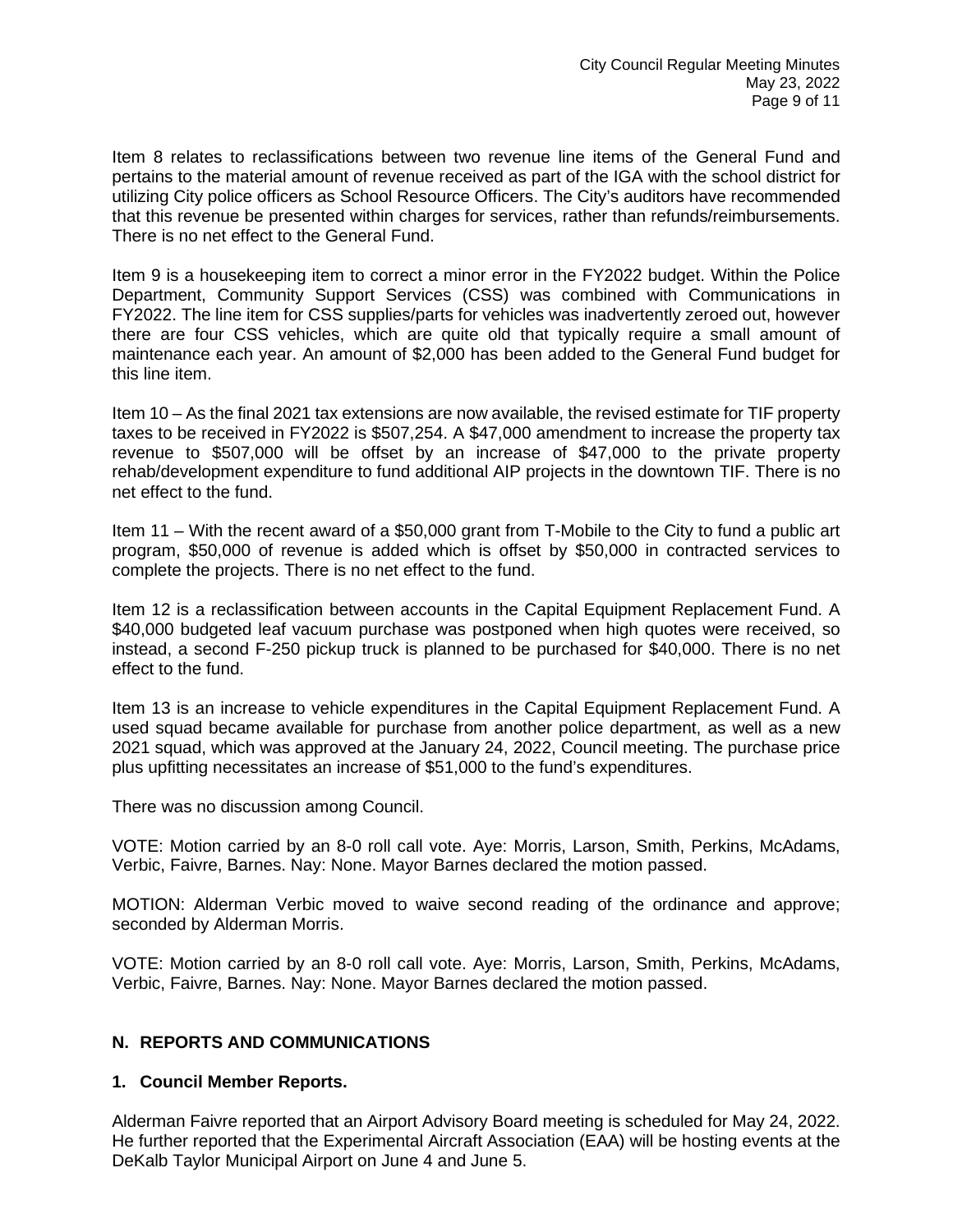Item 8 relates to reclassifications between two revenue line items of the General Fund and pertains to the material amount of revenue received as part of the IGA with the school district for utilizing City police officers as School Resource Officers. The City's auditors have recommended that this revenue be presented within charges for services, rather than refunds/reimbursements. There is no net effect to the General Fund.

Item 9 is a housekeeping item to correct a minor error in the FY2022 budget. Within the Police Department, Community Support Services (CSS) was combined with Communications in FY2022. The line item for CSS supplies/parts for vehicles was inadvertently zeroed out, however there are four CSS vehicles, which are quite old that typically require a small amount of maintenance each year. An amount of $2,000 has been added to the General Fund budget for this line item.

Item 10 – As the final 2021 tax extensions are now available, the revised estimate for TIF property taxes to be received in FY2022 is $507,254. A $47,000 amendment to increase the property tax revenue to $507,000 will be offset by an increase of $47,000 to the private property rehab/development expenditure to fund additional AIP projects in the downtown TIF. There is no net effect to the fund.

Item 11 – With the recent award of a $50,000 grant from T-Mobile to the City to fund a public art program, $50,000 of revenue is added which is offset by $50,000 in contracted services to complete the projects. There is no net effect to the fund.

Item 12 is a reclassification between accounts in the Capital Equipment Replacement Fund. A $40,000 budgeted leaf vacuum purchase was postponed when high quotes were received, so instead, a second F-250 pickup truck is planned to be purchased for $40,000. There is no net effect to the fund.

Item 13 is an increase to vehicle expenditures in the Capital Equipment Replacement Fund. A used squad became available for purchase from another police department, as well as a new 2021 squad, which was approved at the January 24, 2022, Council meeting. The purchase price plus upfitting necessitates an increase of $51,000 to the fund's expenditures.

There was no discussion among Council.

VOTE: Motion carried by an 8-0 roll call vote. Aye: Morris, Larson, Smith, Perkins, McAdams, Verbic, Faivre, Barnes. Nay: None. Mayor Barnes declared the motion passed.

MOTION: Alderman Verbic moved to waive second reading of the ordinance and approve; seconded by Alderman Morris.

VOTE: Motion carried by an 8-0 roll call vote. Aye: Morris, Larson, Smith, Perkins, McAdams, Verbic, Faivre, Barnes. Nay: None. Mayor Barnes declared the motion passed.

## N. REPORTS AND COMMUNICATIONS

### 1. Council Member Reports.

Alderman Faivre reported that an Airport Advisory Board meeting is scheduled for May 24, 2022. He further reported that the Experimental Aircraft Association (EAA) will be hosting events at the DeKalb Taylor Municipal Airport on June 4 and June 5.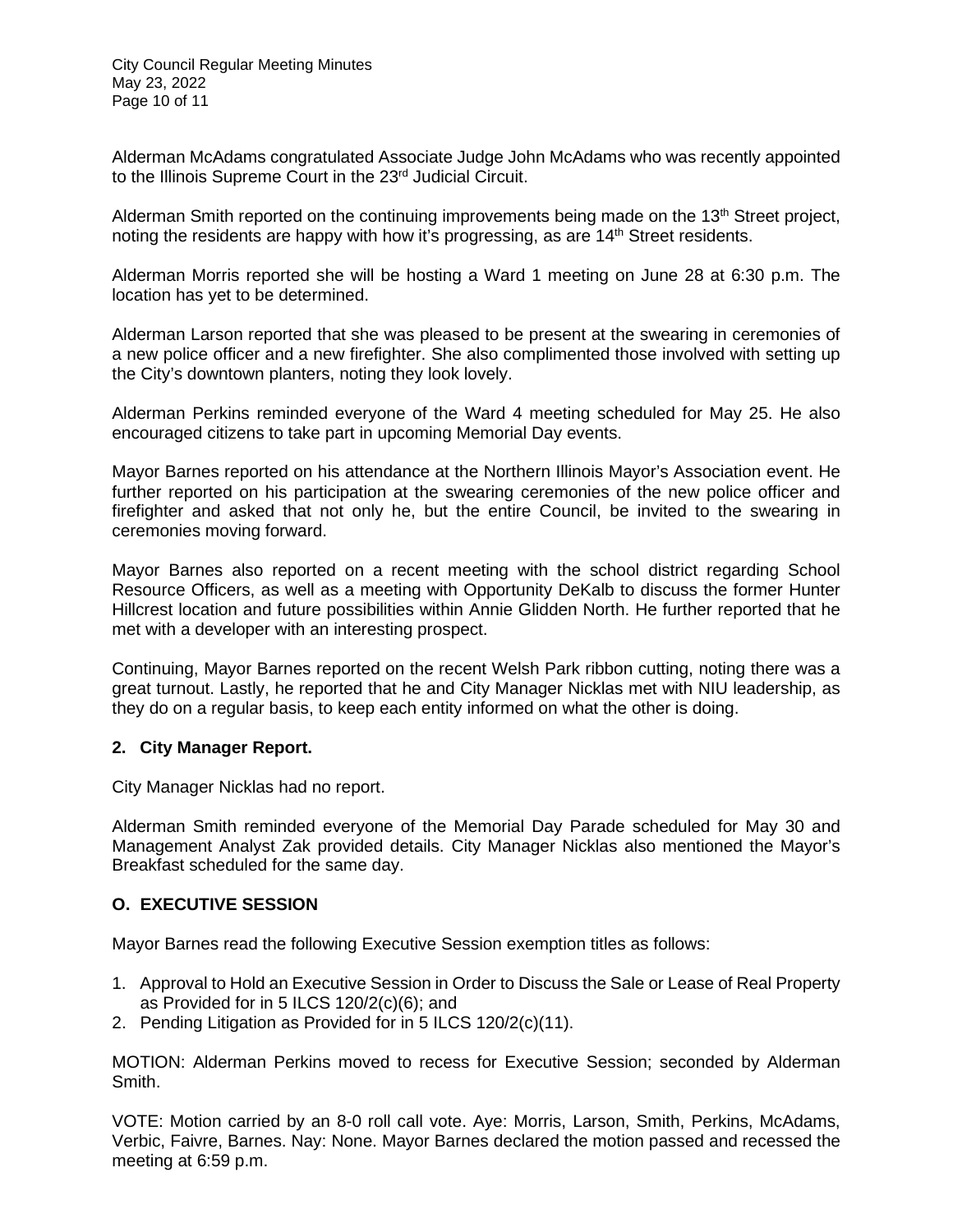Alderman McAdams congratulated Associate Judge John McAdams who was recently appointed to the Illinois Supreme Court in the 23rd Judicial Circuit.

Alderman Smith reported on the continuing improvements being made on the 13th Street project, noting the residents are happy with how it's progressing, as are 14th Street residents.

Alderman Morris reported she will be hosting a Ward 1 meeting on June 28 at 6:30 p.m. The location has yet to be determined.

Alderman Larson reported that she was pleased to be present at the swearing in ceremonies of a new police officer and a new firefighter. She also complimented those involved with setting up the City's downtown planters, noting they look lovely.

Alderman Perkins reminded everyone of the Ward 4 meeting scheduled for May 25. He also encouraged citizens to take part in upcoming Memorial Day events.

Mayor Barnes reported on his attendance at the Northern Illinois Mayor's Association event. He further reported on his participation at the swearing ceremonies of the new police officer and firefighter and asked that not only he, but the entire Council, be invited to the swearing in ceremonies moving forward.

Mayor Barnes also reported on a recent meeting with the school district regarding School Resource Officers, as well as a meeting with Opportunity DeKalb to discuss the former Hunter Hillcrest location and future possibilities within Annie Glidden North. He further reported that he met with a developer with an interesting prospect.

Continuing, Mayor Barnes reported on the recent Welsh Park ribbon cutting, noting there was a great turnout. Lastly, he reported that he and City Manager Nicklas met with NIU leadership, as they do on a regular basis, to keep each entity informed on what the other is doing.

**2. City Manager Report.**

City Manager Nicklas had no report.

Alderman Smith reminded everyone of the Memorial Day Parade scheduled for May 30 and Management Analyst Zak provided details. City Manager Nicklas also mentioned the Mayor's Breakfast scheduled for the same day.

## O. EXECUTIVE SESSION

Mayor Barnes read the following Executive Session exemption titles as follows:

1. Approval to Hold an Executive Session in Order to Discuss the Sale or Lease of Real Property as Provided for in 5 ILCS 120/2(c)(6); and
2. Pending Litigation as Provided for in 5 ILCS 120/2(c)(11).

MOTION: Alderman Perkins moved to recess for Executive Session; seconded by Alderman Smith.

VOTE: Motion carried by an 8-0 roll call vote. Aye: Morris, Larson, Smith, Perkins, McAdams, Verbic, Faivre, Barnes. Nay: None. Mayor Barnes declared the motion passed and recessed the meeting at 6:59 p.m.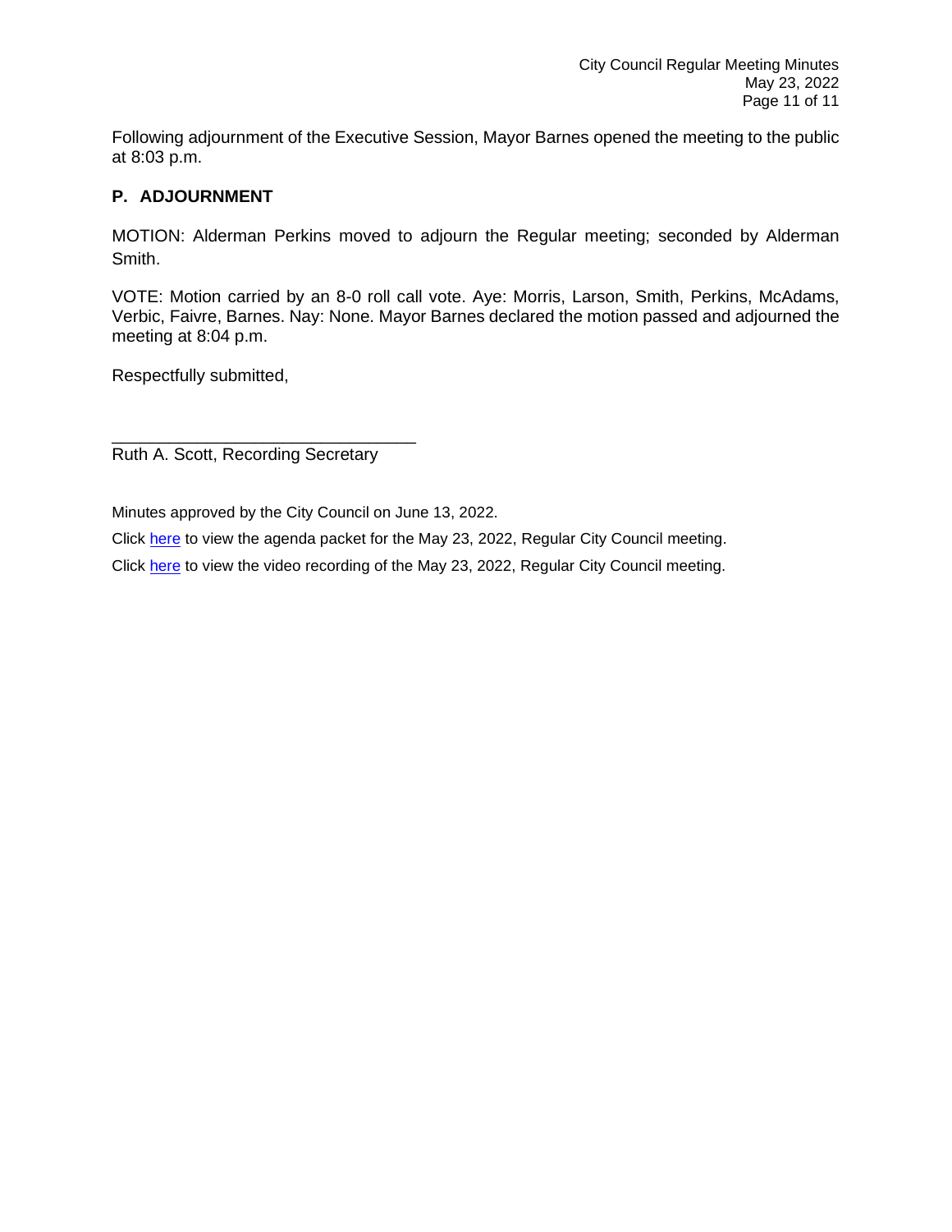Following adjournment of the Executive Session, Mayor Barnes opened the meeting to the public at 8:03 p.m.

## P. ADJOURNMENT

MOTION: Alderman Perkins moved to adjourn the Regular meeting; seconded by Alderman Smith.

VOTE: Motion carried by an 8-0 roll call vote. Aye: Morris, Larson, Smith, Perkins, McAdams, Verbic, Faivre, Barnes. Nay: None. Mayor Barnes declared the motion passed and adjourned the meeting at 8:04 p.m.

Respectfully submitted,

_______________________________

Ruth A. Scott, Recording Secretary

Minutes approved by the City Council on June 13, 2022.

Click here to view the agenda packet for the May 23, 2022, Regular City Council meeting.

Click here to view the video recording of the May 23, 2022, Regular City Council meeting.